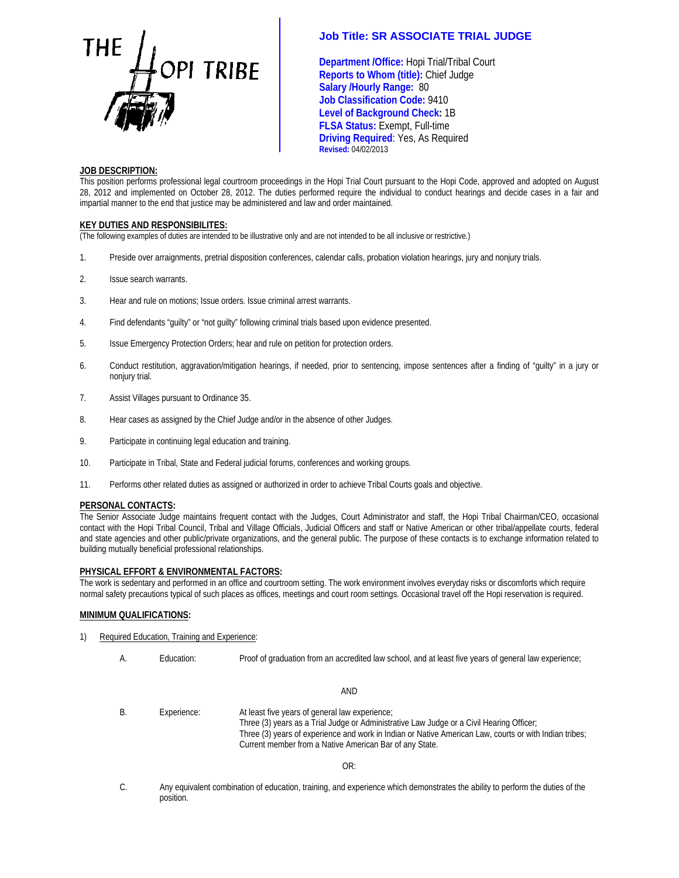THE HOPI TRIBE

# Job Title: SR ASSOCIATE TRIAL JUDGE

**Department /Office:** Hopi Trial/Tribal Court
**Reports to Whom (title):** Chief Judge
**Salary /Hourly Range:** 80
**Job Classification Code:** 9410
**Level of Background Check:** 1B
**FLSA Status:** Exempt, Full-time
**Driving Required**: Yes, As Required
**Revised:** 04/02/2013

## JOB DESCRIPTION:

This position performs professional legal courtroom proceedings in the Hopi Trial Court pursuant to the Hopi Code, approved and adopted on August 28, 2012 and implemented on October 28, 2012. The duties performed require the individual to conduct hearings and decide cases in a fair and impartial manner to the end that justice may be administered and law and order maintained.

## KEY DUTIES AND RESPONSIBILITES:

(The following examples of duties are intended to be illustrative only and are not intended to be all inclusive or restrictive.)

1. Preside over arraignments, pretrial disposition conferences, calendar calls, probation violation hearings, jury and nonjury trials.
2. Issue search warrants.
3. Hear and rule on motions; Issue orders. Issue criminal arrest warrants.
4. Find defendants "guilty" or "not guilty" following criminal trials based upon evidence presented.
5. Issue Emergency Protection Orders; hear and rule on petition for protection orders.
6. Conduct restitution, aggravation/mitigation hearings, if needed, prior to sentencing, impose sentences after a finding of "guilty" in a jury or nonjury trial.
7. Assist Villages pursuant to Ordinance 35.
8. Hear cases as assigned by the Chief Judge and/or in the absence of other Judges.
9. Participate in continuing legal education and training.
10. Participate in Tribal, State and Federal judicial forums, conferences and working groups.
11. Performs other related duties as assigned or authorized in order to achieve Tribal Courts goals and objective.

## PERSONAL CONTACTS:

The Senior Associate Judge maintains frequent contact with the Judges, Court Administrator and staff, the Hopi Tribal Chairman/CEO, occasional contact with the Hopi Tribal Council, Tribal and Village Officials, Judicial Officers and staff or Native American or other tribal/appellate courts, federal and state agencies and other public/private organizations, and the general public. The purpose of these contacts is to exchange information related to building mutually beneficial professional relationships.

## PHYSICAL EFFORT & ENVIRONMENTAL FACTORS:

The work is sedentary and performed in an office and courtroom setting. The work environment involves everyday risks or discomforts which require normal safety precautions typical of such places as offices, meetings and court room settings. Occasional travel off the Hopi reservation is required.

## MINIMUM QUALIFICATIONS:

1) Required Education, Training and Experience:

A. Education: Proof of graduation from an accredited law school, and at least five years of general law experience;

AND

B. Experience: At least five years of general law experience;
Three (3) years as a Trial Judge or Administrative Law Judge or a Civil Hearing Officer;
Three (3) years of experience and work in Indian or Native American Law, courts or with Indian tribes;
Current member from a Native American Bar of any State.

OR:

C. Any equivalent combination of education, training, and experience which demonstrates the ability to perform the duties of the position.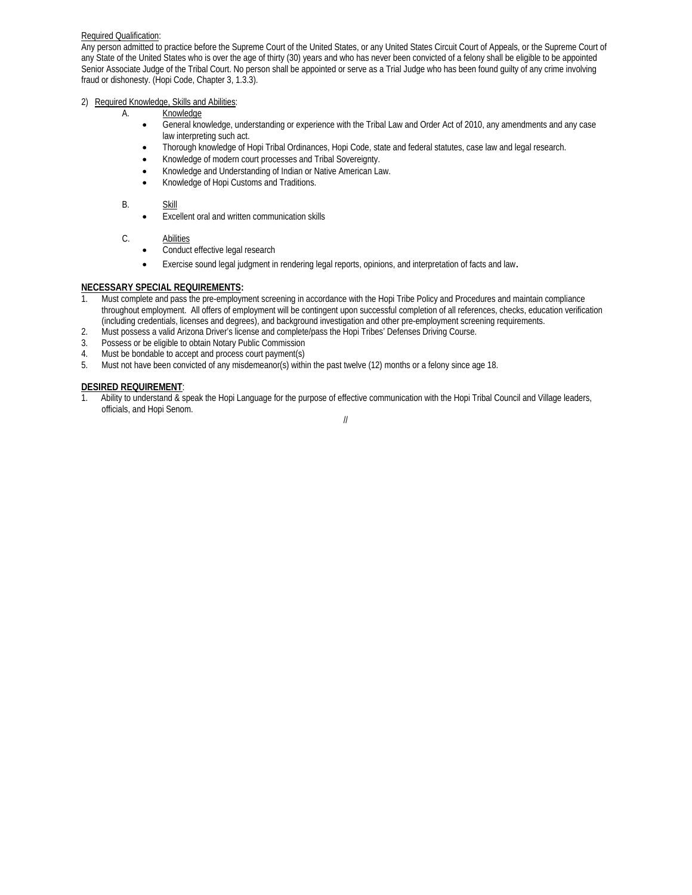Required Qualification:
Any person admitted to practice before the Supreme Court of the United States, or any United States Circuit Court of Appeals, or the Supreme Court of any State of the United States who is over the age of thirty (30) years and who has never been convicted of a felony shall be eligible to be appointed Senior Associate Judge of the Tribal Court. No person shall be appointed or serve as a Trial Judge who has been found guilty of any crime involving fraud or dishonesty. (Hopi Code, Chapter 3, 1.3.3).

2) Required Knowledge, Skills and Abilities:

A. Knowledge
- General knowledge, understanding or experience with the Tribal Law and Order Act of 2010, any amendments and any case law interpreting such act.
- Thorough knowledge of Hopi Tribal Ordinances, Hopi Code, state and federal statutes, case law and legal research.
- Knowledge of modern court processes and Tribal Sovereignty.
- Knowledge and Understanding of Indian or Native American Law.
- Knowledge of Hopi Customs and Traditions.

B. Skill
- Excellent oral and written communication skills

C. Abilities
- Conduct effective legal research
- Exercise sound legal judgment in rendering legal reports, opinions, and interpretation of facts and law.

**NECESSARY SPECIAL REQUIREMENTS:**

1. Must complete and pass the pre-employment screening in accordance with the Hopi Tribe Policy and Procedures and maintain compliance throughout employment. All offers of employment will be contingent upon successful completion of all references, checks, education verification (including credentials, licenses and degrees), and background investigation and other pre-employment screening requirements.
2. Must possess a valid Arizona Driver's license and complete/pass the Hopi Tribes' Defenses Driving Course.
3. Possess or be eligible to obtain Notary Public Commission
4. Must be bondable to accept and process court payment(s)
5. Must not have been convicted of any misdemeanor(s) within the past twelve (12) months or a felony since age 18.

**DESIRED REQUIREMENT**:

1. Ability to understand & speak the Hopi Language for the purpose of effective communication with the Hopi Tribal Council and Village leaders, officials, and Hopi Senom.

//